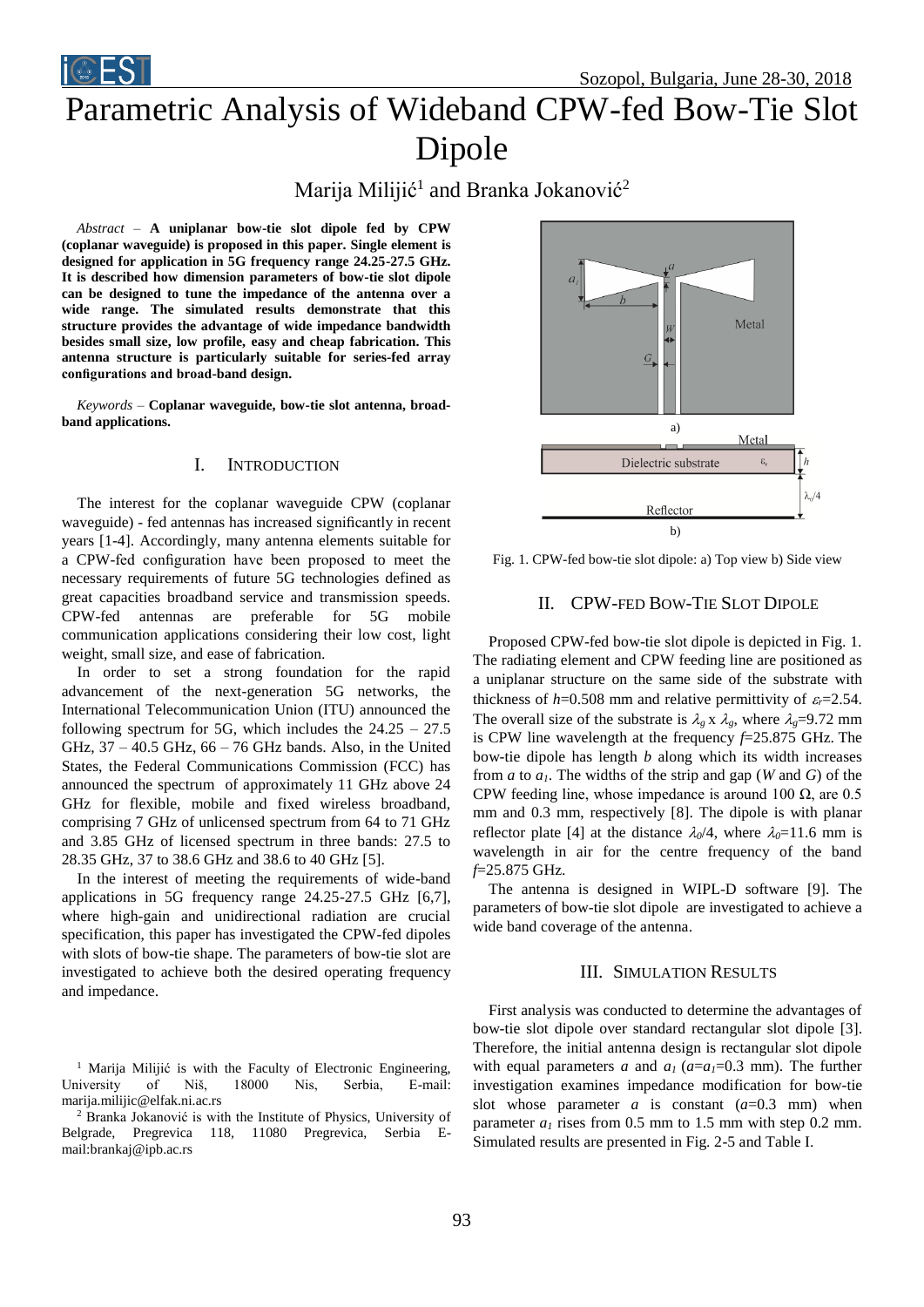# Parametric Analysis of Wideband CPW-fed Bow-Tie Slot Dipole

Marija Milijić[1] and Branka Jokanović[2]

*Abstract* – **A uniplanar bow-tie slot dipole fed by CPW (coplanar waveguide) is proposed in this paper. Single element is designed for application in 5G frequency range 24.25-27.5 GHz. It is described how dimension parameters of bow-tie slot dipole can be designed to tune the impedance of the antenna over a wide range. The simulated results demonstrate that this structure provides the advantage of wide impedance bandwidth besides small size, low profile, easy and cheap fabrication. This antenna structure is particularly suitable for series-fed array configurations and broad-band design.**

*Keywords* – **Coplanar waveguide, bow-tie slot antenna, broad-band applications.**

## I. Introduction

The interest for the coplanar waveguide CPW (coplanar waveguide) - fed antennas has increased significantly in recent years [1-4]. Accordingly, many antenna elements suitable for a CPW-fed configuration have been proposed to meet the necessary requirements of future 5G technologies defined as great capacities broadband service and transmission speeds. CPW-fed antennas are preferable for 5G mobile communication applications considering their low cost, light weight, small size, and ease of fabrication.

In order to set a strong foundation for the rapid advancement of the next-generation 5G networks, the International Telecommunication Union (ITU) announced the following spectrum for 5G, which includes the 24.25 – 27.5 GHz, 37 – 40.5 GHz, 66 – 76 GHz bands. Also, in the United States, the Federal Communications Commission (FCC) has announced the spectrum of approximately 11 GHz above 24 GHz for flexible, mobile and fixed wireless broadband, comprising 7 GHz of unlicensed spectrum from 64 to 71 GHz and 3.85 GHz of licensed spectrum in three bands: 27.5 to 28.35 GHz, 37 to 38.6 GHz and 38.6 to 40 GHz [5].

In the interest of meeting the requirements of wide-band applications in 5G frequency range 24.25-27.5 GHz [6,7], where high-gain and unidirectional radiation are crucial specification, this paper has investigated the CPW-fed dipoles with slots of bow-tie shape. The parameters of bow-tie slot are investigated to achieve both the desired operating frequency and impedance.

[1] Marija Milijić is with the Faculty of Electronic Engineering, University of Niš, 18000 Nis, Serbia, E-mail: marija.milijic@elfak.ni.ac.rs

[2] Branka Jokanović is with the Institute of Physics, University of Belgrade, Pregrevica 118, 11080 Pregrevica, Serbia E-mail:brankaj@ipb.ac.rs

Fig. 1. CPW-fed bow-tie slot dipole: a) Top view b) Side view

## II. CPW-fed Bow-Tie Slot Dipole

Proposed CPW-fed bow-tie slot dipole is depicted in Fig. 1. The radiating element and CPW feeding line are positioned as a uniplanar structure on the same side of the substrate with thickness of $h$=0.508 mm and relative permittivity of $\varepsilon_r$=2.54. The overall size of the substrate is $\lambda_g$ x $\lambda_g$, where $\lambda_g$=9.72 mm is CPW line wavelength at the frequency $f$=25.875 GHz. The bow-tie dipole has length $b$ along which its width increases from $a$ to $a_1$. The widths of the strip and gap ($W$ and $G$) of the CPW feeding line, whose impedance is around 100 Ω, are 0.5 mm and 0.3 mm, respectively [8]. The dipole is with planar reflector plate [4] at the distance $\lambda_0/4$, where $\lambda_0$=11.6 mm is wavelength in air for the centre frequency of the band $f$=25.875 GHz.

The antenna is designed in WIPL-D software [9]. The parameters of bow-tie slot dipole are investigated to achieve a wide band coverage of the antenna.

## III. Simulation Results

First analysis was conducted to determine the advantages of bow-tie slot dipole over standard rectangular slot dipole [3]. Therefore, the initial antenna design is rectangular slot dipole with equal parameters $a$ and $a_1$ ($a$=$a_1$=0.3 mm). The further investigation examines impedance modification for bow-tie slot whose parameter $a$ is constant ($a$=0.3 mm) when parameter $a_1$ rises from 0.5 mm to 1.5 mm with step 0.2 mm. Simulated results are presented in Fig. 2-5 and Table I.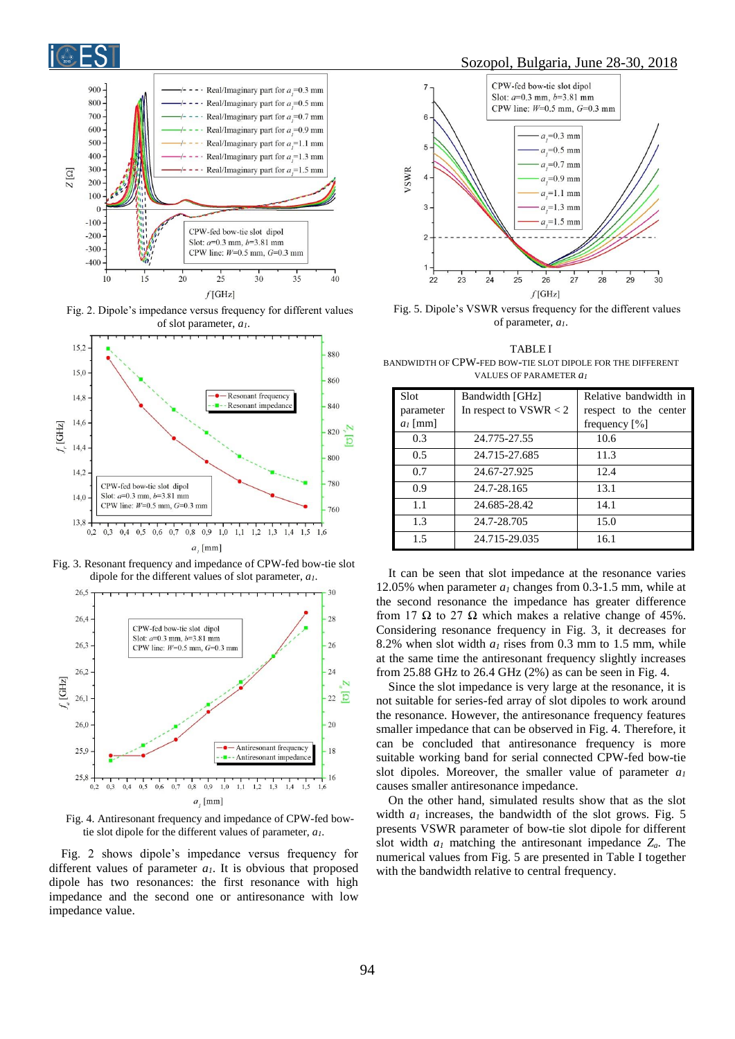Fig. 2. Dipole's impedance versus frequency for different values of slot parameter, $a_1$.

Fig. 3. Resonant frequency and impedance of CPW-fed bow-tie slot dipole for the different values of slot parameter, $a_1$.

Fig. 4. Antiresonant frequency and impedance of CPW-fed bow-tie slot dipole for the different values of parameter, $a_1$.

Fig. 2 shows dipole's impedance versus frequency for different values of parameter $a_1$. It is obvious that proposed dipole has two resonances: the first resonance with high impedance and the second one or antiresonance with low impedance value.

Fig. 5. Dipole's VSWR versus frequency for the different values of parameter, $a_1$.

TABLE I
BANDWIDTH OF CPW-FED BOW-TIE SLOT DIPOLE FOR THE DIFFERENT VALUES OF PARAMETER $a_1$

| Slot parameter $a_1$ [mm] | Bandwidth [GHz] In respect to VSWR < 2 | Relative bandwidth in respect to the center frequency [%] |
|---|---|---|
| 0.3 | 24.775-27.55 | 10.6 |
| 0.5 | 24.715-27.685 | 11.3 |
| 0.7 | 24.67-27.925 | 12.4 |
| 0.9 | 24.7-28.165 | 13.1 |
| 1.1 | 24.685-28.42 | 14.1 |
| 1.3 | 24.7-28.705 | 15.0 |
| 1.5 | 24.715-29.035 | 16.1 |

It can be seen that slot impedance at the resonance varies 12.05% when parameter $a_1$ changes from 0.3-1.5 mm, while at the second resonance the impedance has greater difference from 17 Ω to 27 Ω which makes a relative change of 45%. Considering resonance frequency in Fig. 3, it decreases for 8.2% when slot width $a_1$ rises from 0.3 mm to 1.5 mm, while at the same time the antiresonant frequency slightly increases from 25.88 GHz to 26.4 GHz (2%) as can be seen in Fig. 4.

Since the slot impedance is very large at the resonance, it is not suitable for series-fed array of slot dipoles to work around the resonance. However, the antiresonance frequency features smaller impedance that can be observed in Fig. 4. Therefore, it can be concluded that antiresonance frequency is more suitable working band for serial connected CPW-fed bow-tie slot dipoles. Moreover, the smaller value of parameter $a_1$ causes smaller antiresonance impedance.

On the other hand, simulated results show that as the slot width $a_1$ increases, the bandwidth of the slot grows. Fig. 5 presents VSWR parameter of bow-tie slot dipole for different slot width $a_1$ matching the antiresonant impedance $Z_a$. The numerical values from Fig. 5 are presented in Table I together with the bandwidth relative to central frequency.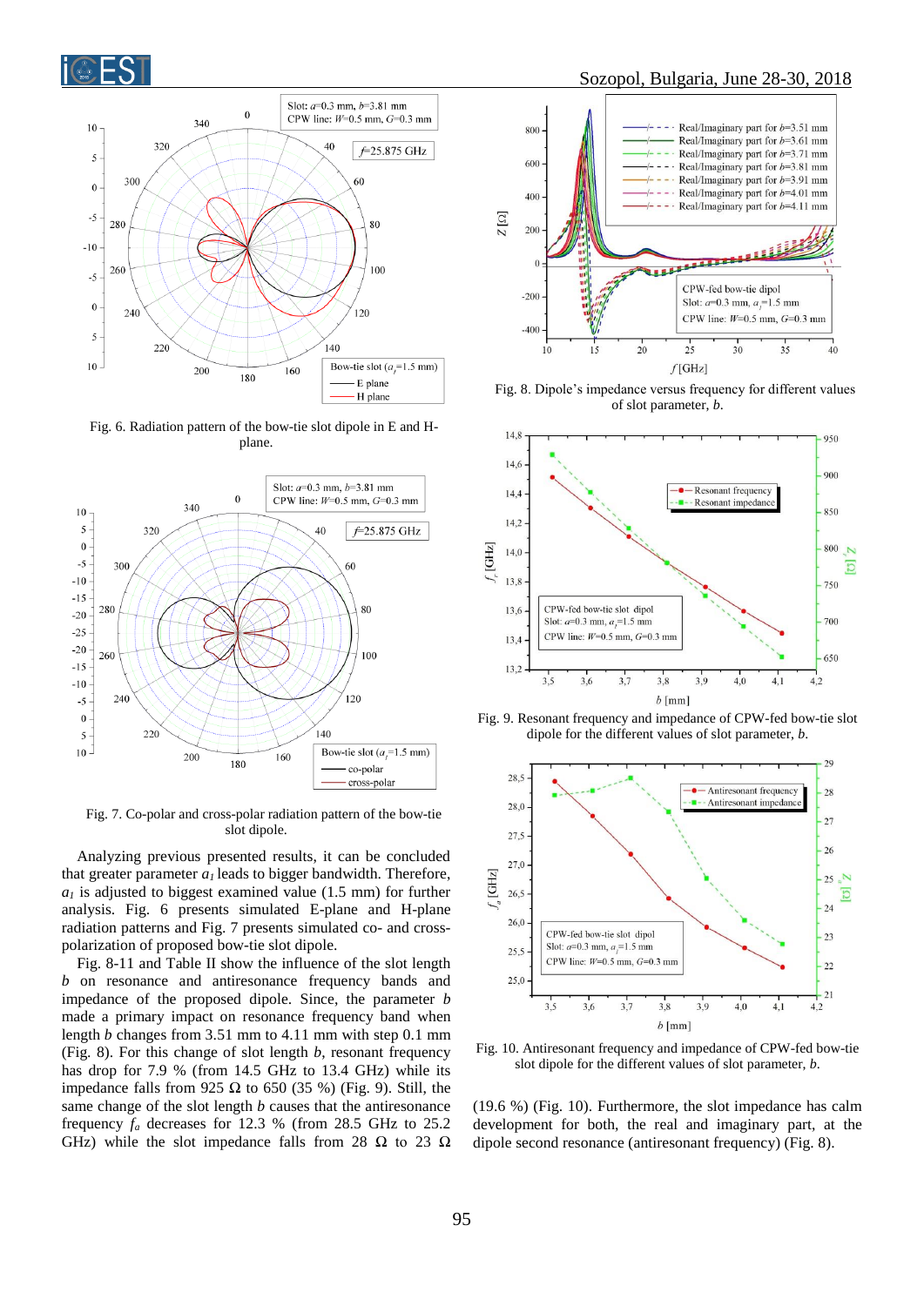Fig. 6. Radiation pattern of the bow-tie slot dipole in E and H-plane.

Fig. 7. Co-polar and cross-polar radiation pattern of the bow-tie slot dipole.

Analyzing previous presented results, it can be concluded that greater parameter $a_1$ leads to bigger bandwidth. Therefore, $a_1$ is adjusted to biggest examined value (1.5 mm) for further analysis. Fig. 6 presents simulated E-plane and H-plane radiation patterns and Fig. 7 presents simulated co- and cross-polarization of proposed bow-tie slot dipole.

Fig. 8-11 and Table II show the influence of the slot length $b$ on resonance and antiresonance frequency bands and impedance of the proposed dipole. Since, the parameter $b$ made a primary impact on resonance frequency band when length $b$ changes from 3.51 mm to 4.11 mm with step 0.1 mm (Fig. 8). For this change of slot length $b$, resonant frequency has drop for 7.9 % (from 14.5 GHz to 13.4 GHz) while its impedance falls from 925 Ω to 650 (35 %) (Fig. 9). Still, the same change of the slot length $b$ causes that the antiresonance frequency $f_a$ decreases for 12.3 % (from 28.5 GHz to 25.2 GHz) while the slot impedance falls from 28 Ω to 23 Ω (19.6 %) (Fig. 10). Furthermore, the slot impedance has calm development for both, the real and imaginary part, at the dipole second resonance (antiresonant frequency) (Fig. 8).

Fig. 8. Dipole's impedance versus frequency for different values of slot parameter, $b$.

Fig. 9. Resonant frequency and impedance of CPW-fed bow-tie slot dipole for the different values of slot parameter, $b$.

Fig. 10. Antiresonant frequency and impedance of CPW-fed bow-tie slot dipole for the different values of slot parameter, $b$.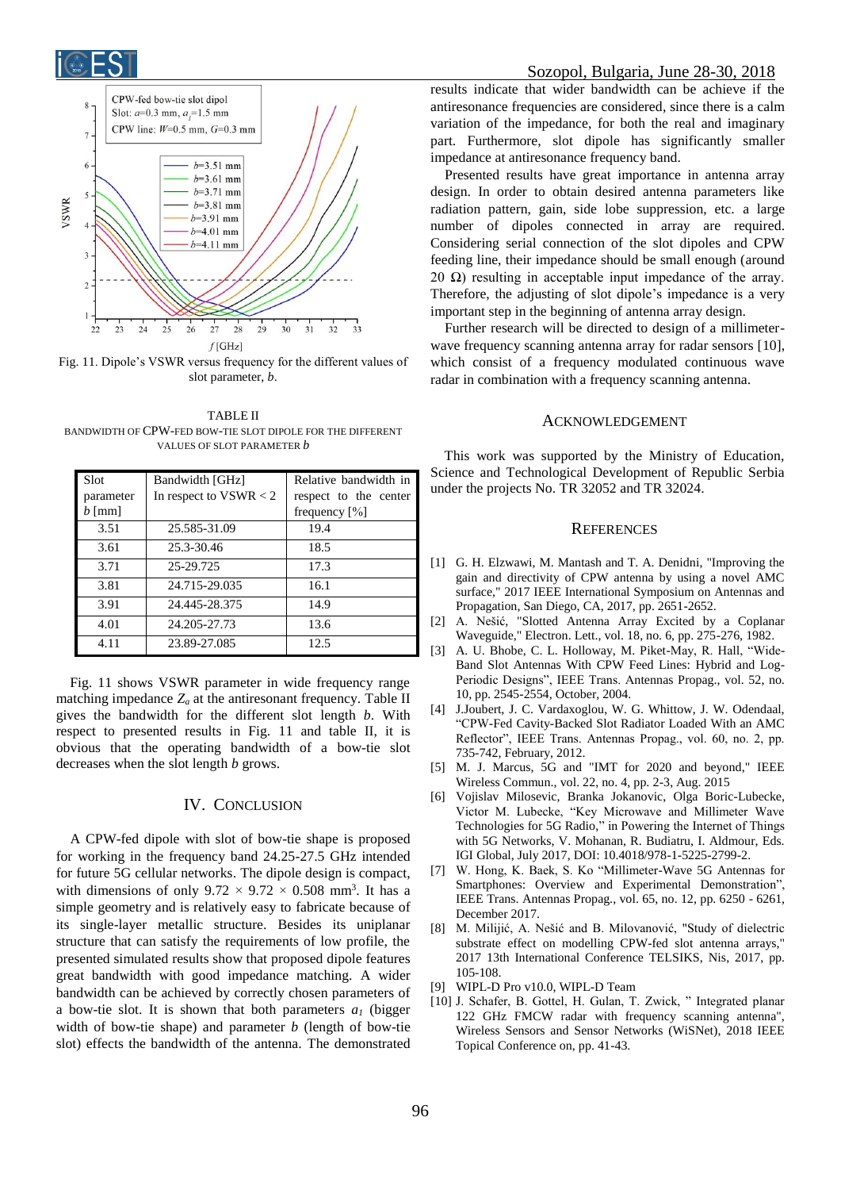CPW-fed bow-tie slot dipol

Slot: $a$=0.3 mm, $a_1$=1.5 mm

CPW line: $W$=0.5 mm, $G$=0.3 mm

$b$=3.51 mm

$b$=3.61 mm

$b$=3.71 mm

$b$=3.81 mm

$b$=3.91 mm

$b$=4.01 mm

$b$=4.11 mm

VSWR

1 2 3 4 5 6 7 8

22 23 24 25 26 27 28 29 30 31 32 33

$f$ [GHz]

Fig. 11. Dipole's VSWR versus frequency for the different values of slot parameter, $b$.

TABLE II
BANDWIDTH OF CPW-FED BOW-TIE SLOT DIPOLE FOR THE DIFFERENT VALUES OF SLOT PARAMETER $b$

| Slot parameter $b$ [mm] | Bandwidth [GHz] In respect to VSWR < 2 | Relative bandwidth in respect to the center frequency [%] |
|---|---|---|
| 3.51 | 25.585-31.09 | 19.4 |
| 3.61 | 25.3-30.46 | 18.5 |
| 3.71 | 25-29.725 | 17.3 |
| 3.81 | 24.715-29.035 | 16.1 |
| 3.91 | 24.445-28.375 | 14.9 |
| 4.01 | 24.205-27.73 | 13.6 |
| 4.11 | 23.89-27.085 | 12.5 |

Fig. 11 shows VSWR parameter in wide frequency range matching impedance $Z_a$ at the antiresonant frequency. Table II gives the bandwidth for the different slot length $b$. With respect to presented results in Fig. 11 and table II, it is obvious that the operating bandwidth of a bow-tie slot decreases when the slot length $b$ grows.

## IV. Conclusion

A CPW-fed dipole with slot of bow-tie shape is proposed for working in the frequency band 24.25-27.5 GHz intended for future 5G cellular networks. The dipole design is compact, with dimensions of only $9.72 \times 9.72 \times 0.508$ mm$^3$. It has a simple geometry and is relatively easy to fabricate because of its single-layer metallic structure. Besides its uniplanar structure that can satisfy the requirements of low profile, the presented simulated results show that proposed dipole features great bandwidth with good impedance matching. A wider bandwidth can be achieved by correctly chosen parameters of a bow-tie slot. It is shown that both parameters $a_1$ (bigger width of bow-tie shape) and parameter $b$ (length of bow-tie slot) effects the bandwidth of the antenna. The demonstrated results indicate that wider bandwidth can be achieve if the antiresonance frequencies are considered, since there is a calm variation of the impedance, for both the real and imaginary part. Furthermore, slot dipole has significantly smaller impedance at antiresonance frequency band.

Presented results have great importance in antenna array design. In order to obtain desired antenna parameters like radiation pattern, gain, side lobe suppression, etc. a large number of dipoles connected in array are required. Considering serial connection of the slot dipoles and CPW feeding line, their impedance should be small enough (around 20 Ω) resulting in acceptable input impedance of the array. Therefore, the adjusting of slot dipole's impedance is a very important step in the beginning of antenna array design.

Further research will be directed to design of a millimeter-wave frequency scanning antenna array for radar sensors [10], which consist of a frequency modulated continuous wave radar in combination with a frequency scanning antenna.

## Acknowledgement

This work was supported by the Ministry of Education, Science and Technological Development of Republic Serbia under the projects No. TR 32052 and TR 32024.

## References

[1] G. H. Elzwawi, M. Mantash and T. A. Denidni, "Improving the gain and directivity of CPW antenna by using a novel AMC surface," 2017 IEEE International Symposium on Antennas and Propagation, San Diego, CA, 2017, pp. 2651-2652.

[2] A. Nešić, "Slotted Antenna Array Excited by a Coplanar Waveguide," Electron. Lett., vol. 18, no. 6, pp. 275-276, 1982.

[3] A. U. Bhobe, C. L. Holloway, M. Piket-May, R. Hall, "Wide-Band Slot Antennas With CPW Feed Lines: Hybrid and Log-Periodic Designs", IEEE Trans. Antennas Propag., vol. 52, no. 10, pp. 2545-2554, October, 2004.

[4] J.Joubert, J. C. Vardaxoglou, W. G. Whittow, J. W. Odendaal, "CPW-Fed Cavity-Backed Slot Radiator Loaded With an AMC Reflector", IEEE Trans. Antennas Propag., vol. 60, no. 2, pp. 735-742, February, 2012.

[5] M. J. Marcus, 5G and "IMT for 2020 and beyond," IEEE Wireless Commun., vol. 22, no. 4, pp. 2-3, Aug. 2015

[6] Vojislav Milosevic, Branka Jokanovic, Olga Boric-Lubecke, Victor M. Lubecke, "Key Microwave and Millimeter Wave Technologies for 5G Radio," in Powering the Internet of Things with 5G Networks, V. Mohanan, R. Budiatru, I. Aldmour, Eds. IGI Global, July 2017, DOI: 10.4018/978-1-5225-2799-2.

[7] W. Hong, K. Baek, S. Ko "Millimeter-Wave 5G Antennas for Smartphones: Overview and Experimental Demonstration", IEEE Trans. Antennas Propag., vol. 65, no. 12, pp. 6250 - 6261, December 2017.

[8] M. Milijić, A. Nešić and B. Milovanović, "Study of dielectric substrate effect on modelling CPW-fed slot antenna arrays," 2017 13th International Conference TELSIKS, Nis, 2017, pp. 105-108.

[9] WIPL-D Pro v10.0, WIPL-D Team

[10] J. Schafer, B. Gottel, H. Gulan, T. Zwick, " Integrated planar 122 GHz FMCW radar with frequency scanning antenna", Wireless Sensors and Sensor Networks (WiSNet), 2018 IEEE Topical Conference on, pp. 41-43.